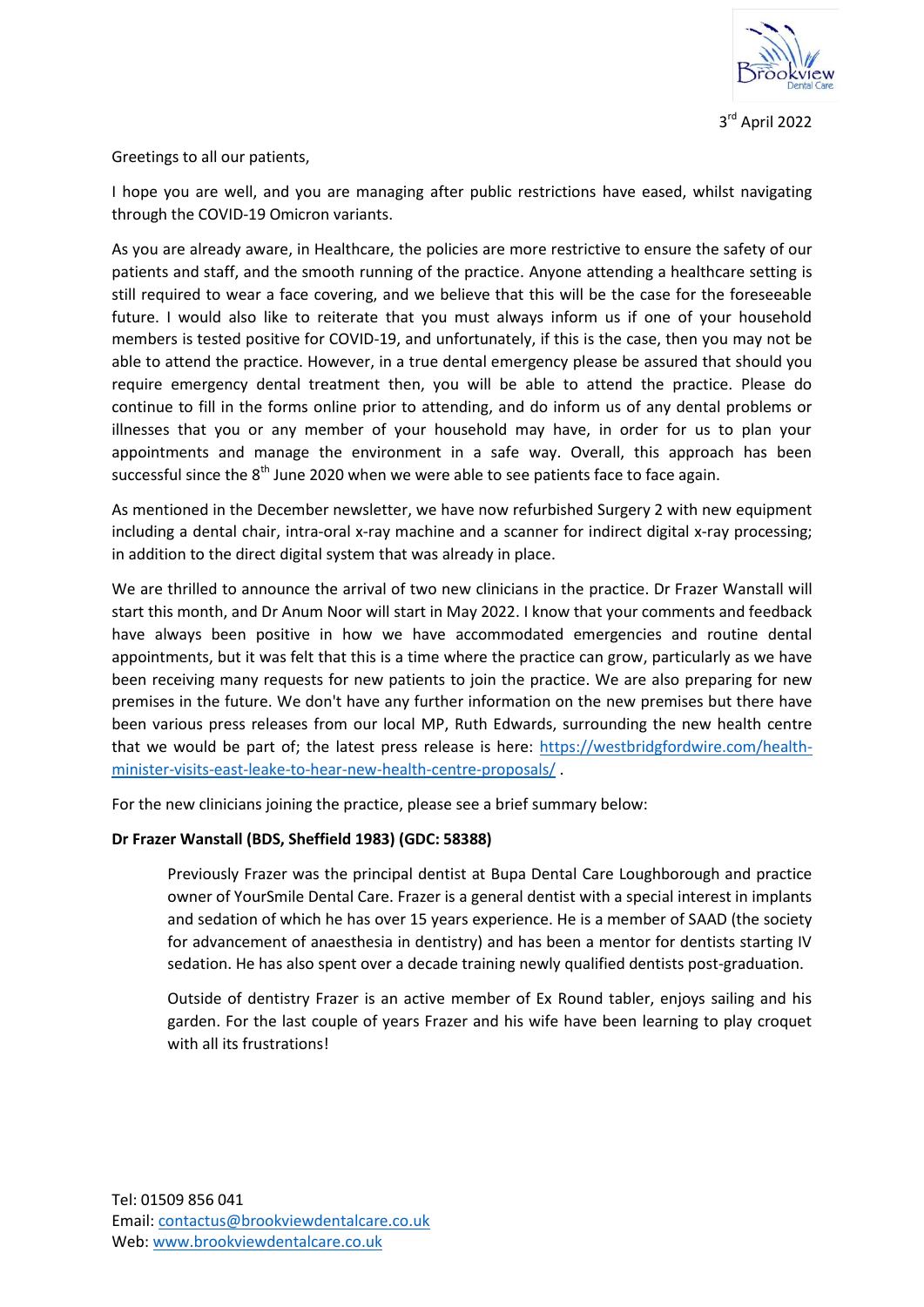3rd April 2022

Greetings to all our patients,

I hope you are well, and you are managing after public restrictions have eased, whilst navigating through the COVID-19 Omicron variants.

As you are already aware, in Healthcare, the policies are more restrictive to ensure the safety of our patients and staff, and the smooth running of the practice. Anyone attending a healthcare setting is still required to wear a face covering, and we believe that this will be the case for the foreseeable future. I would also like to reiterate that you must always inform us if one of your household members is tested positive for COVID-19, and unfortunately, if this is the case, then you may not be able to attend the practice. However, in a true dental emergency please be assured that should you require emergency dental treatment then, you will be able to attend the practice. Please do continue to fill in the forms online prior to attending, and do inform us of any dental problems or illnesses that you or any member of your household may have, in order for us to plan your appointments and manage the environment in a safe way. Overall, this approach has been successful since the 8th June 2020 when we were able to see patients face to face again.

As mentioned in the December newsletter, we have now refurbished Surgery 2 with new equipment including a dental chair, intra-oral x-ray machine and a scanner for indirect digital x-ray processing; in addition to the direct digital system that was already in place.

We are thrilled to announce the arrival of two new clinicians in the practice. Dr Frazer Wanstall will start this month, and Dr Anum Noor will start in May 2022. I know that your comments and feedback have always been positive in how we have accommodated emergencies and routine dental appointments, but it was felt that this is a time where the practice can grow, particularly as we have been receiving many requests for new patients to join the practice. We are also preparing for new premises in the future. We don't have any further information on the new premises but there have been various press releases from our local MP, Ruth Edwards, surrounding the new health centre that we would be part of; the latest press release is here: [https://westbridgfordwire.com/health-minister-visits-east-leake-to-hear-new-health-centre-proposals/](https://westbridgfordwire.com/health-minister-visits-east-leake-to-hear-new-health-centre-proposals/) .

For the new clinicians joining the practice, please see a brief summary below:

**Dr Frazer Wanstall (BDS, Sheffield 1983) (GDC: 58388)**

> Previously Frazer was the principal dentist at Bupa Dental Care Loughborough and practice owner of YourSmile Dental Care. Frazer is a general dentist with a special interest in implants and sedation of which he has over 15 years experience. He is a member of SAAD (the society for advancement of anaesthesia in dentistry) and has been a mentor for dentists starting IV sedation. He has also spent over a decade training newly qualified dentists post-graduation.
>
> Outside of dentistry Frazer is an active member of Ex Round tabler, enjoys sailing and his garden. For the last couple of years Frazer and his wife have been learning to play croquet with all its frustrations!

Tel: 01509 856 041
Email: [contactus@brookviewdentalcare.co.uk](mailto:contactus@brookviewdentalcare.co.uk)
Web: [www.brookviewdentalcare.co.uk](http://www.brookviewdentalcare.co.uk)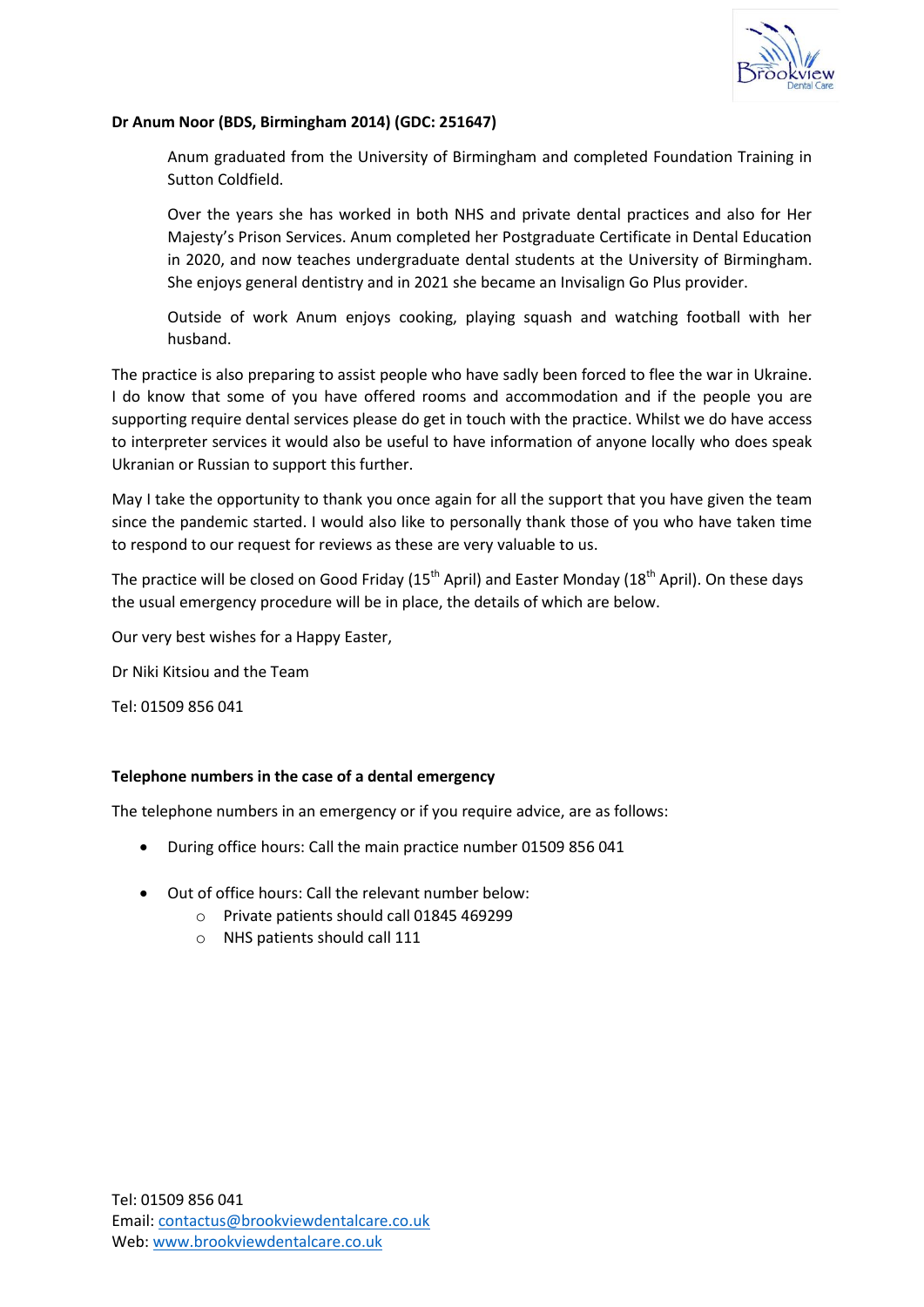**Dr Anum Noor (BDS, Birmingham 2014) (GDC: 251647)**

Anum graduated from the University of Birmingham and completed Foundation Training in Sutton Coldfield.

Over the years she has worked in both NHS and private dental practices and also for Her Majesty's Prison Services. Anum completed her Postgraduate Certificate in Dental Education in 2020, and now teaches undergraduate dental students at the University of Birmingham. She enjoys general dentistry and in 2021 she became an Invisalign Go Plus provider.

Outside of work Anum enjoys cooking, playing squash and watching football with her husband.

The practice is also preparing to assist people who have sadly been forced to flee the war in Ukraine. I do know that some of you have offered rooms and accommodation and if the people you are supporting require dental services please do get in touch with the practice. Whilst we do have access to interpreter services it would also be useful to have information of anyone locally who does speak Ukranian or Russian to support this further.

May I take the opportunity to thank you once again for all the support that you have given the team since the pandemic started. I would also like to personally thank those of you who have taken time to respond to our request for reviews as these are very valuable to us.

The practice will be closed on Good Friday (15th April) and Easter Monday (18th April). On these days the usual emergency procedure will be in place, the details of which are below.

Our very best wishes for a Happy Easter,

Dr Niki Kitsiou and the Team

Tel: 01509 856 041

**Telephone numbers in the case of a dental emergency**

The telephone numbers in an emergency or if you require advice, are as follows:

- During office hours: Call the main practice number 01509 856 041
- Out of office hours: Call the relevant number below:
  - Private patients should call 01845 469299
  - NHS patients should call 111

Tel: 01509 856 041
Email: contactus@brookviewdentalcare.co.uk
Web: www.brookviewdentalcare.co.uk